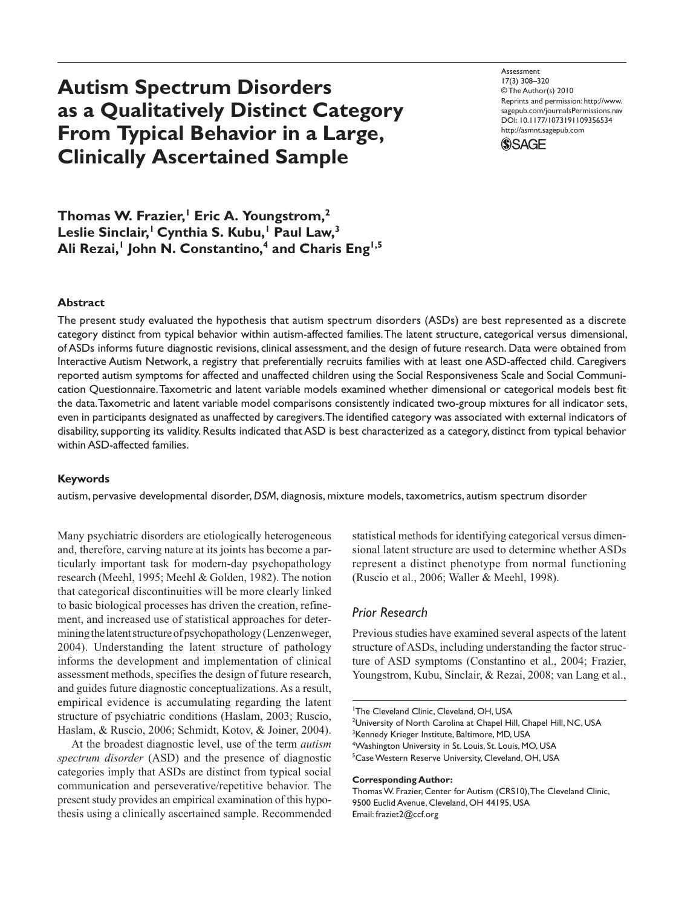# Autism Spectrum Disorders as a Qualitatively Distinct Category From Typical Behavior in a Large, Clinically Ascertained Sample

Assessment
17(3) 308–320
© The Author(s) 2010
Reprints and permission: http://www.sagepub.com/journalsPermissions.nav
DOI: 10.1177/1073191109356534
http://asmnt.sagepub.com

**Thomas W. Frazier,[1] Eric A. Youngstrom,[2] Leslie Sinclair,[1] Cynthia S. Kubu,[1] Paul Law,[3] Ali Rezai,[1] John N. Constantino,[4] and Charis Eng[1,5]**

## Abstract

The present study evaluated the hypothesis that autism spectrum disorders (ASDs) are best represented as a discrete category distinct from typical behavior within autism-affected families. The latent structure, categorical versus dimensional, of ASDs informs future diagnostic revisions, clinical assessment, and the design of future research. Data were obtained from Interactive Autism Network, a registry that preferentially recruits families with at least one ASD-affected child. Caregivers reported autism symptoms for affected and unaffected children using the Social Responsiveness Scale and Social Communication Questionnaire. Taxometric and latent variable models examined whether dimensional or categorical models best fit the data. Taxometric and latent variable model comparisons consistently indicated two-group mixtures for all indicator sets, even in participants designated as unaffected by caregivers. The identified category was associated with external indicators of disability, supporting its validity. Results indicated that ASD is best characterized as a category, distinct from typical behavior within ASD-affected families.

## Keywords

autism, pervasive developmental disorder, *DSM*, diagnosis, mixture models, taxometrics, autism spectrum disorder

Many psychiatric disorders are etiologically heterogeneous and, therefore, carving nature at its joints has become a particularly important task for modern-day psychopathology research (Meehl, 1995; Meehl & Golden, 1982). The notion that categorical discontinuities will be more clearly linked to basic biological processes has driven the creation, refinement, and increased use of statistical approaches for determining the latent structure of psychopathology (Lenzenweger, 2004). Understanding the latent structure of pathology informs the development and implementation of clinical assessment methods, specifies the design of future research, and guides future diagnostic conceptualizations. As a result, empirical evidence is accumulating regarding the latent structure of psychiatric conditions (Haslam, 2003; Ruscio, Haslam, & Ruscio, 2006; Schmidt, Kotov, & Joiner, 2004).

At the broadest diagnostic level, use of the term *autism spectrum disorder* (ASD) and the presence of diagnostic categories imply that ASDs are distinct from typical social communication and perseverative/repetitive behavior. The present study provides an empirical examination of this hypothesis using a clinically ascertained sample. Recommended statistical methods for identifying categorical versus dimensional latent structure are used to determine whether ASDs represent a distinct phenotype from normal functioning (Ruscio et al., 2006; Waller & Meehl, 1998).

### *Prior Research*

Previous studies have examined several aspects of the latent structure of ASDs, including understanding the factor structure of ASD symptoms (Constantino et al., 2004; Frazier, Youngstrom, Kubu, Sinclair, & Rezai, 2008; van Lang et al.,

[1]The Cleveland Clinic, Cleveland, OH, USA
[2]University of North Carolina at Chapel Hill, Chapel Hill, NC, USA
[3]Kennedy Krieger Institute, Baltimore, MD, USA
[4]Washington University in St. Louis, St. Louis, MO, USA
[5]Case Western Reserve University, Cleveland, OH, USA

**Corresponding Author:**
Thomas W. Frazier, Center for Autism (CRS10), The Cleveland Clinic, 9500 Euclid Avenue, Cleveland, OH 44195, USA
Email: fraziet2@ccf.org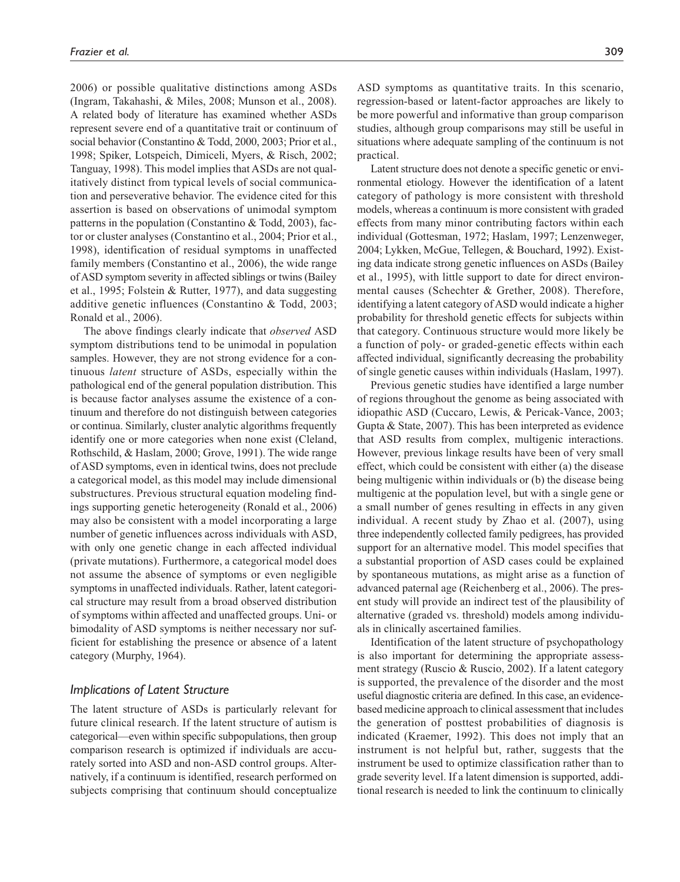2006) or possible qualitative distinctions among ASDs (Ingram, Takahashi, & Miles, 2008; Munson et al., 2008). A related body of literature has examined whether ASDs represent severe end of a quantitative trait or continuum of social behavior (Constantino & Todd, 2000, 2003; Prior et al., 1998; Spiker, Lotspeich, Dimiceli, Myers, & Risch, 2002; Tanguay, 1998). This model implies that ASDs are not qualitatively distinct from typical levels of social communication and perseverative behavior. The evidence cited for this assertion is based on observations of unimodal symptom patterns in the population (Constantino & Todd, 2003), factor or cluster analyses (Constantino et al., 2004; Prior et al., 1998), identification of residual symptoms in unaffected family members (Constantino et al., 2006), the wide range of ASD symptom severity in affected siblings or twins (Bailey et al., 1995; Folstein & Rutter, 1977), and data suggesting additive genetic influences (Constantino & Todd, 2003; Ronald et al., 2006).

The above findings clearly indicate that *observed* ASD symptom distributions tend to be unimodal in population samples. However, they are not strong evidence for a continuous *latent* structure of ASDs, especially within the pathological end of the general population distribution. This is because factor analyses assume the existence of a continuum and therefore do not distinguish between categories or continua. Similarly, cluster analytic algorithms frequently identify one or more categories when none exist (Cleland, Rothschild, & Haslam, 2000; Grove, 1991). The wide range of ASD symptoms, even in identical twins, does not preclude a categorical model, as this model may include dimensional substructures. Previous structural equation modeling findings supporting genetic heterogeneity (Ronald et al., 2006) may also be consistent with a model incorporating a large number of genetic influences across individuals with ASD, with only one genetic change in each affected individual (private mutations). Furthermore, a categorical model does not assume the absence of symptoms or even negligible symptoms in unaffected individuals. Rather, latent categorical structure may result from a broad observed distribution of symptoms within affected and unaffected groups. Uni- or bimodality of ASD symptoms is neither necessary nor sufficient for establishing the presence or absence of a latent category (Murphy, 1964).

## *Implications of Latent Structure*

The latent structure of ASDs is particularly relevant for future clinical research. If the latent structure of autism is categorical—even within specific subpopulations, then group comparison research is optimized if individuals are accurately sorted into ASD and non-ASD control groups. Alternatively, if a continuum is identified, research performed on subjects comprising that continuum should conceptualize ASD symptoms as quantitative traits. In this scenario, regression-based or latent-factor approaches are likely to be more powerful and informative than group comparison studies, although group comparisons may still be useful in situations where adequate sampling of the continuum is not practical.

Latent structure does not denote a specific genetic or environmental etiology. However the identification of a latent category of pathology is more consistent with threshold models, whereas a continuum is more consistent with graded effects from many minor contributing factors within each individual (Gottesman, 1972; Haslam, 1997; Lenzenweger, 2004; Lykken, McGue, Tellegen, & Bouchard, 1992). Existing data indicate strong genetic influences on ASDs (Bailey et al., 1995), with little support to date for direct environmental causes (Schechter & Grether, 2008). Therefore, identifying a latent category of ASD would indicate a higher probability for threshold genetic effects for subjects within that category. Continuous structure would more likely be a function of poly- or graded-genetic effects within each affected individual, significantly decreasing the probability of single genetic causes within individuals (Haslam, 1997).

Previous genetic studies have identified a large number of regions throughout the genome as being associated with idiopathic ASD (Cuccaro, Lewis, & Pericak-Vance, 2003; Gupta & State, 2007). This has been interpreted as evidence that ASD results from complex, multigenic interactions. However, previous linkage results have been of very small effect, which could be consistent with either (a) the disease being multigenic within individuals or (b) the disease being multigenic at the population level, but with a single gene or a small number of genes resulting in effects in any given individual. A recent study by Zhao et al. (2007), using three independently collected family pedigrees, has provided support for an alternative model. This model specifies that a substantial proportion of ASD cases could be explained by spontaneous mutations, as might arise as a function of advanced paternal age (Reichenberg et al., 2006). The present study will provide an indirect test of the plausibility of alternative (graded vs. threshold) models among individuals in clinically ascertained families.

Identification of the latent structure of psychopathology is also important for determining the appropriate assessment strategy (Ruscio & Ruscio, 2002). If a latent category is supported, the prevalence of the disorder and the most useful diagnostic criteria are defined. In this case, an evidence-based medicine approach to clinical assessment that includes the generation of posttest probabilities of diagnosis is indicated (Kraemer, 1992). This does not imply that an instrument is not helpful but, rather, suggests that the instrument be used to optimize classification rather than to grade severity level. If a latent dimension is supported, additional research is needed to link the continuum to clinically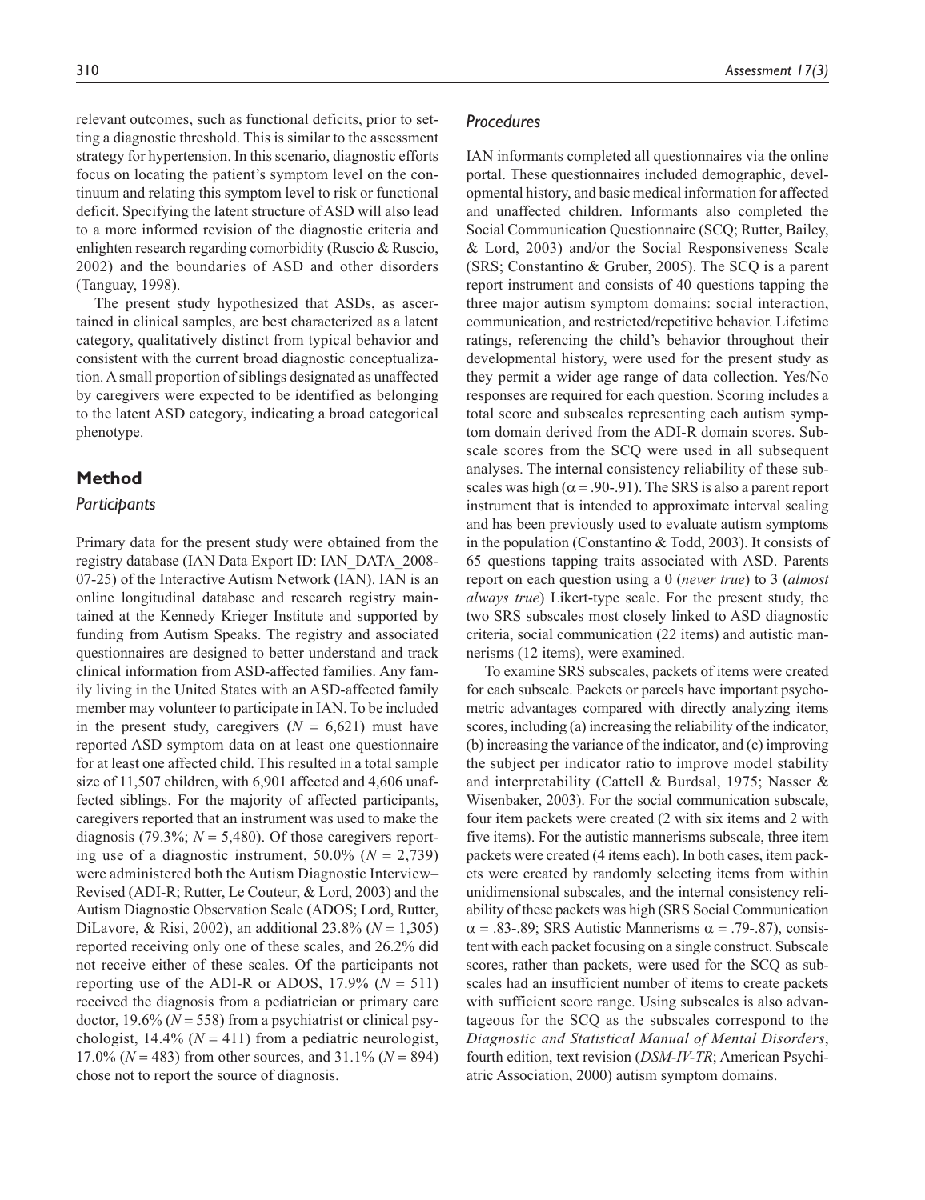relevant outcomes, such as functional deficits, prior to setting a diagnostic threshold. This is similar to the assessment strategy for hypertension. In this scenario, diagnostic efforts focus on locating the patient's symptom level on the continuum and relating this symptom level to risk or functional deficit. Specifying the latent structure of ASD will also lead to a more informed revision of the diagnostic criteria and enlighten research regarding comorbidity (Ruscio & Ruscio, 2002) and the boundaries of ASD and other disorders (Tanguay, 1998).

The present study hypothesized that ASDs, as ascertained in clinical samples, are best characterized as a latent category, qualitatively distinct from typical behavior and consistent with the current broad diagnostic conceptualization. A small proportion of siblings designated as unaffected by caregivers were expected to be identified as belonging to the latent ASD category, indicating a broad categorical phenotype.

## Method

### *Participants*

Primary data for the present study were obtained from the registry database (IAN Data Export ID: IAN_DATA_2008-07-25) of the Interactive Autism Network (IAN). IAN is an online longitudinal database and research registry maintained at the Kennedy Krieger Institute and supported by funding from Autism Speaks. The registry and associated questionnaires are designed to better understand and track clinical information from ASD-affected families. Any family living in the United States with an ASD-affected family member may volunteer to participate in IAN. To be included in the present study, caregivers ($N$ = 6,621) must have reported ASD symptom data on at least one questionnaire for at least one affected child. This resulted in a total sample size of 11,507 children, with 6,901 affected and 4,606 unaffected siblings. For the majority of affected participants, caregivers reported that an instrument was used to make the diagnosis (79.3%; $N$ = 5,480). Of those caregivers reporting use of a diagnostic instrument, 50.0% ($N$ = 2,739) were administered both the Autism Diagnostic Interview–Revised (ADI-R; Rutter, Le Couteur, & Lord, 2003) and the Autism Diagnostic Observation Scale (ADOS; Lord, Rutter, DiLavore, & Risi, 2002), an additional 23.8% ($N$ = 1,305) reported receiving only one of these scales, and 26.2% did not receive either of these scales. Of the participants not reporting use of the ADI-R or ADOS, 17.9% ($N$ = 511) received the diagnosis from a pediatrician or primary care doctor, 19.6% ($N$ = 558) from a psychiatrist or clinical psychologist, 14.4% ($N$ = 411) from a pediatric neurologist, 17.0% ($N$ = 483) from other sources, and 31.1% ($N$ = 894) chose not to report the source of diagnosis.

### *Procedures*

IAN informants completed all questionnaires via the online portal. These questionnaires included demographic, developmental history, and basic medical information for affected and unaffected children. Informants also completed the Social Communication Questionnaire (SCQ; Rutter, Bailey, & Lord, 2003) and/or the Social Responsiveness Scale (SRS; Constantino & Gruber, 2005). The SCQ is a parent report instrument and consists of 40 questions tapping the three major autism symptom domains: social interaction, communication, and restricted/repetitive behavior. Lifetime ratings, referencing the child's behavior throughout their developmental history, were used for the present study as they permit a wider age range of data collection. Yes/No responses are required for each question. Scoring includes a total score and subscales representing each autism symptom domain derived from the ADI-R domain scores. Subscale scores from the SCQ were used in all subsequent analyses. The internal consistency reliability of these subscales was high ($\alpha$ = .90-.91). The SRS is also a parent report instrument that is intended to approximate interval scaling and has been previously used to evaluate autism symptoms in the population (Constantino & Todd, 2003). It consists of 65 questions tapping traits associated with ASD. Parents report on each question using a 0 (*never true*) to 3 (*almost always true*) Likert-type scale. For the present study, the two SRS subscales most closely linked to ASD diagnostic criteria, social communication (22 items) and autistic mannerisms (12 items), were examined.

To examine SRS subscales, packets of items were created for each subscale. Packets or parcels have important psychometric advantages compared with directly analyzing items scores, including (a) increasing the reliability of the indicator, (b) increasing the variance of the indicator, and (c) improving the subject per indicator ratio to improve model stability and interpretability (Cattell & Burdsal, 1975; Nasser & Wisenbaker, 2003). For the social communication subscale, four item packets were created (2 with six items and 2 with five items). For the autistic mannerisms subscale, three item packets were created (4 items each). In both cases, item packets were created by randomly selecting items from within unidimensional subscales, and the internal consistency reliability of these packets was high (SRS Social Communication $\alpha$ = .83-.89; SRS Autistic Mannerisms $\alpha$ = .79-.87), consistent with each packet focusing on a single construct. Subscale scores, rather than packets, were used for the SCQ as subscales had an insufficient number of items to create packets with sufficient score range. Using subscales is also advantageous for the SCQ as the subscales correspond to the *Diagnostic and Statistical Manual of Mental Disorders*, fourth edition, text revision (*DSM-IV-TR*; American Psychiatric Association, 2000) autism symptom domains.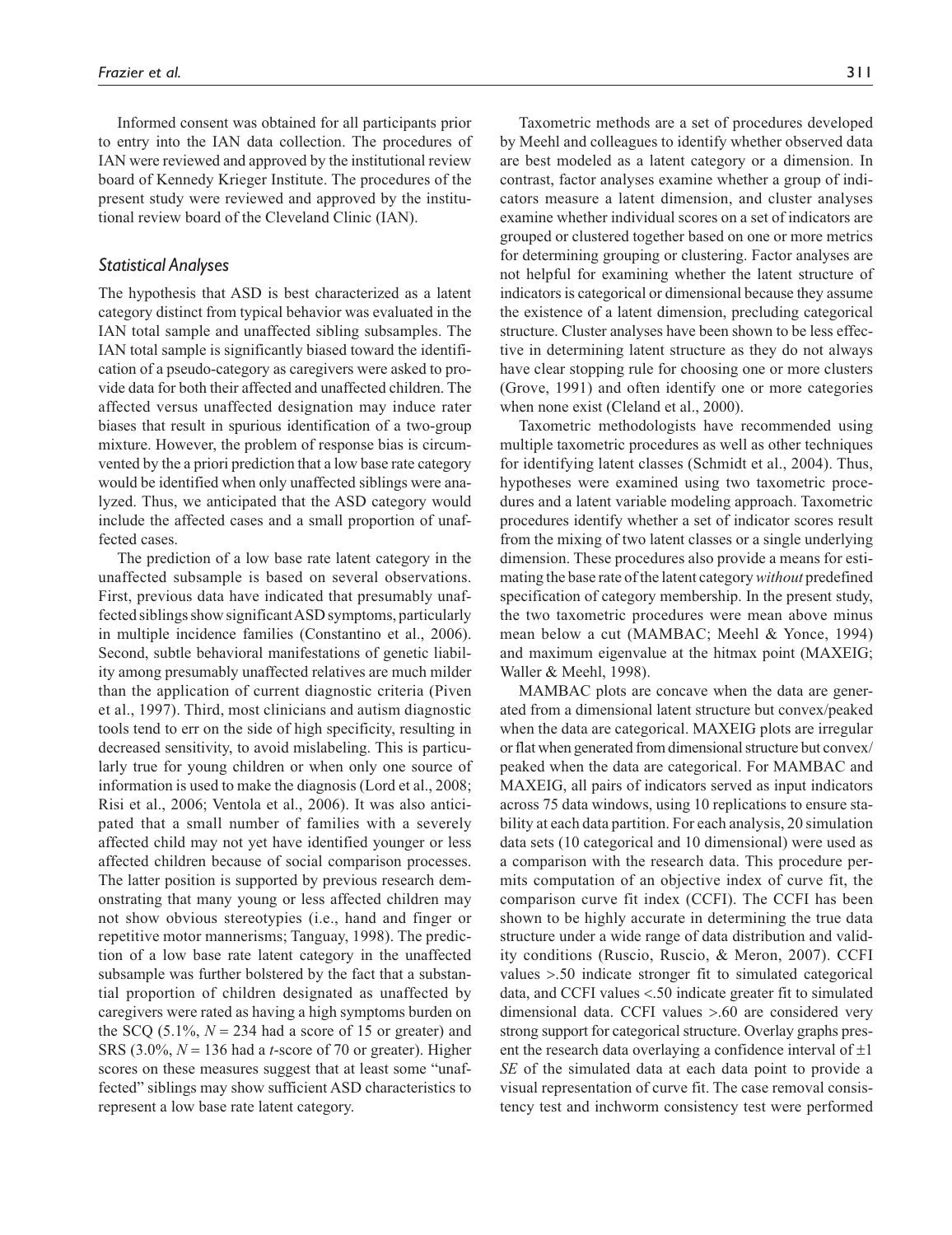Informed consent was obtained for all participants prior to entry into the IAN data collection. The procedures of IAN were reviewed and approved by the institutional review board of Kennedy Krieger Institute. The procedures of the present study were reviewed and approved by the institutional review board of the Cleveland Clinic (IAN).

### Statistical Analyses

The hypothesis that ASD is best characterized as a latent category distinct from typical behavior was evaluated in the IAN total sample and unaffected sibling subsamples. The IAN total sample is significantly biased toward the identification of a pseudo-category as caregivers were asked to provide data for both their affected and unaffected children. The affected versus unaffected designation may induce rater biases that result in spurious identification of a two-group mixture. However, the problem of response bias is circumvented by the a priori prediction that a low base rate category would be identified when only unaffected siblings were analyzed. Thus, we anticipated that the ASD category would include the affected cases and a small proportion of unaffected cases.

The prediction of a low base rate latent category in the unaffected subsample is based on several observations. First, previous data have indicated that presumably unaffected siblings show significant ASD symptoms, particularly in multiple incidence families (Constantino et al., 2006). Second, subtle behavioral manifestations of genetic liability among presumably unaffected relatives are much milder than the application of current diagnostic criteria (Piven et al., 1997). Third, most clinicians and autism diagnostic tools tend to err on the side of high specificity, resulting in decreased sensitivity, to avoid mislabeling. This is particularly true for young children or when only one source of information is used to make the diagnosis (Lord et al., 2008; Risi et al., 2006; Ventola et al., 2006). It was also anticipated that a small number of families with a severely affected child may not yet have identified younger or less affected children because of social comparison processes. The latter position is supported by previous research demonstrating that many young or less affected children may not show obvious stereotypies (i.e., hand and finger or repetitive motor mannerisms; Tanguay, 1998). The prediction of a low base rate latent category in the unaffected subsample was further bolstered by the fact that a substantial proportion of children designated as unaffected by caregivers were rated as having a high symptoms burden on the SCQ (5.1%, $N = 234$ had a score of 15 or greater) and SRS (3.0%, $N = 136$ had a $t$-score of 70 or greater). Higher scores on these measures suggest that at least some "unaffected" siblings may show sufficient ASD characteristics to represent a low base rate latent category.

Taxometric methods are a set of procedures developed by Meehl and colleagues to identify whether observed data are best modeled as a latent category or a dimension. In contrast, factor analyses examine whether a group of indicators measure a latent dimension, and cluster analyses examine whether individual scores on a set of indicators are grouped or clustered together based on one or more metrics for determining grouping or clustering. Factor analyses are not helpful for examining whether the latent structure of indicators is categorical or dimensional because they assume the existence of a latent dimension, precluding categorical structure. Cluster analyses have been shown to be less effective in determining latent structure as they do not always have clear stopping rule for choosing one or more clusters (Grove, 1991) and often identify one or more categories when none exist (Cleland et al., 2000).

Taxometric methodologists have recommended using multiple taxometric procedures as well as other techniques for identifying latent classes (Schmidt et al., 2004). Thus, hypotheses were examined using two taxometric procedures and a latent variable modeling approach. Taxometric procedures identify whether a set of indicator scores result from the mixing of two latent classes or a single underlying dimension. These procedures also provide a means for estimating the base rate of the latent category *without* predefined specification of category membership. In the present study, the two taxometric procedures were mean above minus mean below a cut (MAMBAC; Meehl & Yonce, 1994) and maximum eigenvalue at the hitmax point (MAXEIG; Waller & Meehl, 1998).

MAMBAC plots are concave when the data are generated from a dimensional latent structure but convex/peaked when the data are categorical. MAXEIG plots are irregular or flat when generated from dimensional structure but convex/peaked when the data are categorical. For MAMBAC and MAXEIG, all pairs of indicators served as input indicators across 75 data windows, using 10 replications to ensure stability at each data partition. For each analysis, 20 simulation data sets (10 categorical and 10 dimensional) were used as a comparison with the research data. This procedure permits computation of an objective index of curve fit, the comparison curve fit index (CCFI). The CCFI has been shown to be highly accurate in determining the true data structure under a wide range of data distribution and validity conditions (Ruscio, Ruscio, & Meron, 2007). CCFI values >.50 indicate stronger fit to simulated categorical data, and CCFI values <.50 indicate greater fit to simulated dimensional data. CCFI values >.60 are considered very strong support for categorical structure. Overlay graphs present the research data overlaying a confidence interval of $\pm 1$ *SE* of the simulated data at each data point to provide a visual representation of curve fit. The case removal consistency test and inchworm consistency test were performed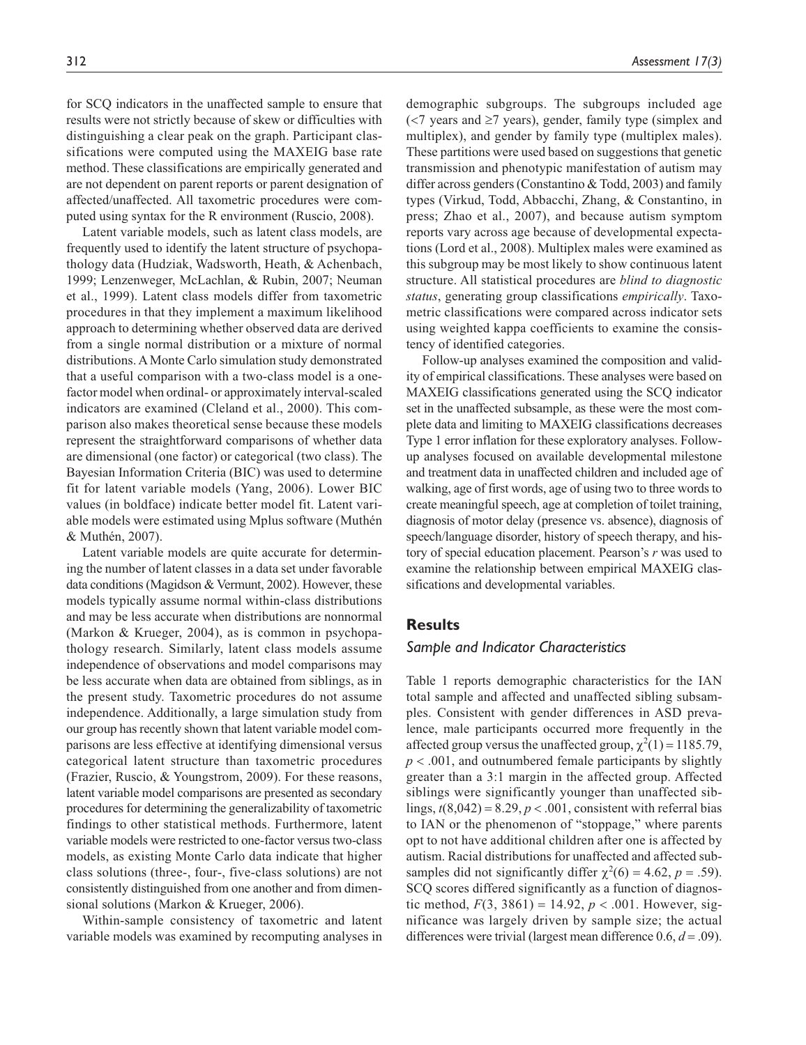for SCQ indicators in the unaffected sample to ensure that results were not strictly because of skew or difficulties with distinguishing a clear peak on the graph. Participant classifications were computed using the MAXEIG base rate method. These classifications are empirically generated and are not dependent on parent reports or parent designation of affected/unaffected. All taxometric procedures were computed using syntax for the R environment (Ruscio, 2008).

Latent variable models, such as latent class models, are frequently used to identify the latent structure of psychopathology data (Hudziak, Wadsworth, Heath, & Achenbach, 1999; Lenzenweger, McLachlan, & Rubin, 2007; Neuman et al., 1999). Latent class models differ from taxometric procedures in that they implement a maximum likelihood approach to determining whether observed data are derived from a single normal distribution or a mixture of normal distributions. A Monte Carlo simulation study demonstrated that a useful comparison with a two-class model is a one-factor model when ordinal- or approximately interval-scaled indicators are examined (Cleland et al., 2000). This comparison also makes theoretical sense because these models represent the straightforward comparisons of whether data are dimensional (one factor) or categorical (two class). The Bayesian Information Criteria (BIC) was used to determine fit for latent variable models (Yang, 2006). Lower BIC values (in boldface) indicate better model fit. Latent variable models were estimated using Mplus software (Muthén & Muthén, 2007).

Latent variable models are quite accurate for determining the number of latent classes in a data set under favorable data conditions (Magidson & Vermunt, 2002). However, these models typically assume normal within-class distributions and may be less accurate when distributions are nonnormal (Markon & Krueger, 2004), as is common in psychopathology research. Similarly, latent class models assume independence of observations and model comparisons may be less accurate when data are obtained from siblings, as in the present study. Taxometric procedures do not assume independence. Additionally, a large simulation study from our group has recently shown that latent variable model comparisons are less effective at identifying dimensional versus categorical latent structure than taxometric procedures (Frazier, Ruscio, & Youngstrom, 2009). For these reasons, latent variable model comparisons are presented as secondary procedures for determining the generalizability of taxometric findings to other statistical methods. Furthermore, latent variable models were restricted to one-factor versus two-class models, as existing Monte Carlo data indicate that higher class solutions (three-, four-, five-class solutions) are not consistently distinguished from one another and from dimensional solutions (Markon & Krueger, 2006).

Within-sample consistency of taxometric and latent variable models was examined by recomputing analyses in demographic subgroups. The subgroups included age (<7 years and ≥7 years), gender, family type (simplex and multiplex), and gender by family type (multiplex males). These partitions were used based on suggestions that genetic transmission and phenotypic manifestation of autism may differ across genders (Constantino & Todd, 2003) and family types (Virkud, Todd, Abbacchi, Zhang, & Constantino, in press; Zhao et al., 2007), and because autism symptom reports vary across age because of developmental expectations (Lord et al., 2008). Multiplex males were examined as this subgroup may be most likely to show continuous latent structure. All statistical procedures are *blind to diagnostic status*, generating group classifications *empirically*. Taxometric classifications were compared across indicator sets using weighted kappa coefficients to examine the consistency of identified categories.

Follow-up analyses examined the composition and validity of empirical classifications. These analyses were based on MAXEIG classifications generated using the SCQ indicator set in the unaffected subsample, as these were the most complete data and limiting to MAXEIG classifications decreases Type 1 error inflation for these exploratory analyses. Follow-up analyses focused on available developmental milestone and treatment data in unaffected children and included age of walking, age of first words, age of using two to three words to create meaningful speech, age at completion of toilet training, diagnosis of motor delay (presence vs. absence), diagnosis of speech/language disorder, history of speech therapy, and history of special education placement. Pearson's $r$ was used to examine the relationship between empirical MAXEIG classifications and developmental variables.

## Results

### Sample and Indicator Characteristics

Table 1 reports demographic characteristics for the IAN total sample and affected and unaffected sibling subsamples. Consistent with gender differences in ASD prevalence, male participants occurred more frequently in the affected group versus the unaffected group, $\chi^2(1) = 1185.79$, $p < .001$, and outnumbered female participants by slightly greater than a 3:1 margin in the affected group. Affected siblings were significantly younger than unaffected siblings, $t(8{,}042) = 8.29$, $p < .001$, consistent with referral bias to IAN or the phenomenon of "stoppage," where parents opt to not have additional children after one is affected by autism. Racial distributions for unaffected and affected subsamples did not significantly differ $\chi^2(6) = 4.62$, $p = .59$). SCQ scores differed significantly as a function of diagnostic method, $F(3, 3861) = 14.92$, $p < .001$. However, significance was largely driven by sample size; the actual differences were trivial (largest mean difference 0.6, $d = .09$).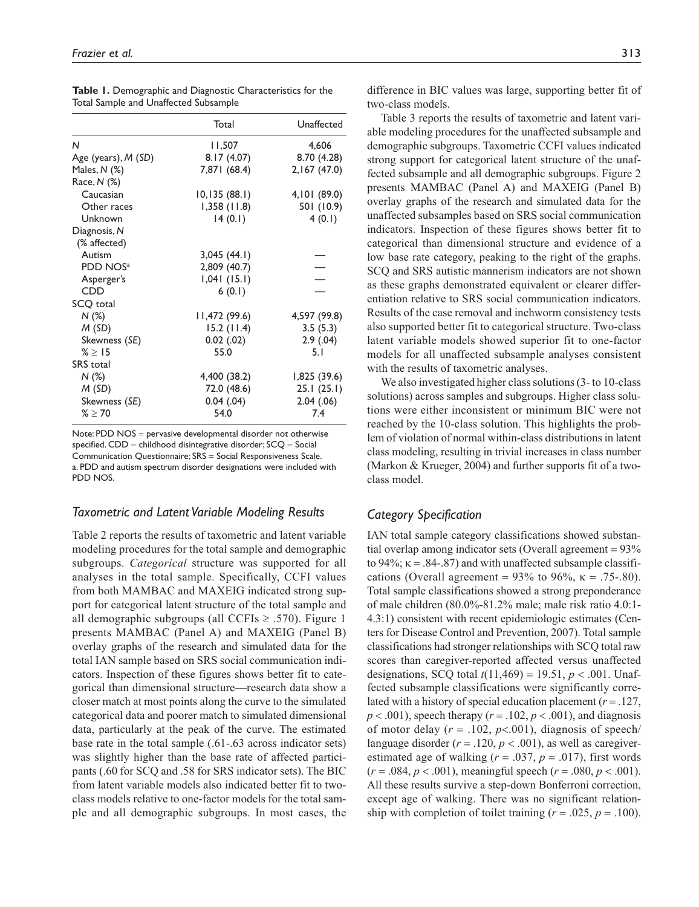**Table 1.** Demographic and Diagnostic Characteristics for the Total Sample and Unaffected Subsample

| | Total | Unaffected |
|---|---|---|
| *N* | 11,507 | 4,606 |
| Age (years), *M* (*SD*) | 8.17 (4.07) | 8.70 (4.28) |
| Males, *N* (%) | 7,871 (68.4) | 2,167 (47.0) |
| Race, *N* (%) | | |
| Caucasian | 10,135 (88.1) | 4,101 (89.0) |
| Other races | 1,358 (11.8) | 501 (10.9) |
| Unknown | 14 (0.1) | 4 (0.1) |
| Diagnosis, *N* (% affected) | | |
| Autism | 3,045 (44.1) | — |
| PDD NOS[a] | 2,809 (40.7) | — |
| Asperger's | 1,041 (15.1) | — |
| CDD | 6 (0.1) | — |
| SCQ total | | |
| *N* (%) | 11,472 (99.6) | 4,597 (99.8) |
| *M* (*SD*) | 15.2 (11.4) | 3.5 (5.3) |
| Skewness (*SE*) | 0.02 (.02) | 2.9 (.04) |
| % ≥ 15 | 55.0 | 5.1 |
| SRS total | | |
| *N* (%) | 4,400 (38.2) | 1,825 (39.6) |
| *M* (*SD*) | 72.0 (48.6) | 25.1 (25.1) |
| Skewness (*SE*) | 0.04 (.04) | 2.04 (.06) |
| % ≥ 70 | 54.0 | 7.4 |

Note: PDD NOS = pervasive developmental disorder not otherwise specified. CDD = childhood disintegrative disorder; SCQ = Social Communication Questionnaire; SRS = Social Responsiveness Scale.
a. PDD and autism spectrum disorder designations were included with PDD NOS.

### *Taxometric and Latent Variable Modeling Results*

Table 2 reports the results of taxometric and latent variable modeling procedures for the total sample and demographic subgroups. *Categorical* structure was supported for all analyses in the total sample. Specifically, CCFI values from both MAMBAC and MAXEIG indicated strong support for categorical latent structure of the total sample and all demographic subgroups (all CCFIs ≥ .570). Figure 1 presents MAMBAC (Panel A) and MAXEIG (Panel B) overlay graphs of the research and simulated data for the total IAN sample based on SRS social communication indicators. Inspection of these figures shows better fit to categorical than dimensional structure—research data show a closer match at most points along the curve to the simulated categorical data and poorer match to simulated dimensional data, particularly at the peak of the curve. The estimated base rate in the total sample (.61-.63 across indicator sets) was slightly higher than the base rate of affected participants (.60 for SCQ and .58 for SRS indicator sets). The BIC from latent variable models also indicated better fit to two-class models relative to one-factor models for the total sample and all demographic subgroups. In most cases, the difference in BIC values was large, supporting better fit of two-class models.

Table 3 reports the results of taxometric and latent variable modeling procedures for the unaffected subsample and demographic subgroups. Taxometric CCFI values indicated strong support for categorical latent structure of the unaffected subsample and all demographic subgroups. Figure 2 presents MAMBAC (Panel A) and MAXEIG (Panel B) overlay graphs of the research and simulated data for the unaffected subsamples based on SRS social communication indicators. Inspection of these figures shows better fit to categorical than dimensional structure and evidence of a low base rate category, peaking to the right of the graphs. SCQ and SRS autistic mannerism indicators are not shown as these graphs demonstrated equivalent or clearer differentiation relative to SRS social communication indicators. Results of the case removal and inchworm consistency tests also supported better fit to categorical structure. Two-class latent variable models showed superior fit to one-factor models for all unaffected subsample analyses consistent with the results of taxometric analyses.

We also investigated higher class solutions (3- to 10-class solutions) across samples and subgroups. Higher class solutions were either inconsistent or minimum BIC were not reached by the 10-class solution. This highlights the problem of violation of normal within-class distributions in latent class modeling, resulting in trivial increases in class number (Markon & Krueger, 2004) and further supports fit of a two-class model.

### *Category Specification*

IAN total sample category classifications showed substantial overlap among indicator sets (Overall agreement = 93% to 94%; κ = .84-.87) and with unaffected subsample classifications (Overall agreement = 93% to 96%, κ = .75-.80). Total sample classifications showed a strong preponderance of male children (80.0%-81.2% male; male risk ratio 4.0:1-4.3:1) consistent with recent epidemiologic estimates (Centers for Disease Control and Prevention, 2007). Total sample classifications showed stronger relationships with SCQ total raw scores than caregiver-reported affected versus unaffected designations, SCQ total $t(11{,}469) = 19.51$, $p < .001$. Unaffected subsample classifications were significantly correlated with a history of special education placement ($r = .127$, $p < .001$), speech therapy ($r = .102$, $p < .001$), and diagnosis of motor delay ($r = .102$, $p<.001$), diagnosis of speech/language disorder ($r = .120$, $p < .001$), as well as caregiver-estimated age of walking ($r = .037$, $p = .017$), first words ($r = .084$, $p < .001$), meaningful speech ($r = .080$, $p < .001$). All these results survive a step-down Bonferroni correction, except age of walking. There was no significant relationship with completion of toilet training ($r = .025$, $p = .100$).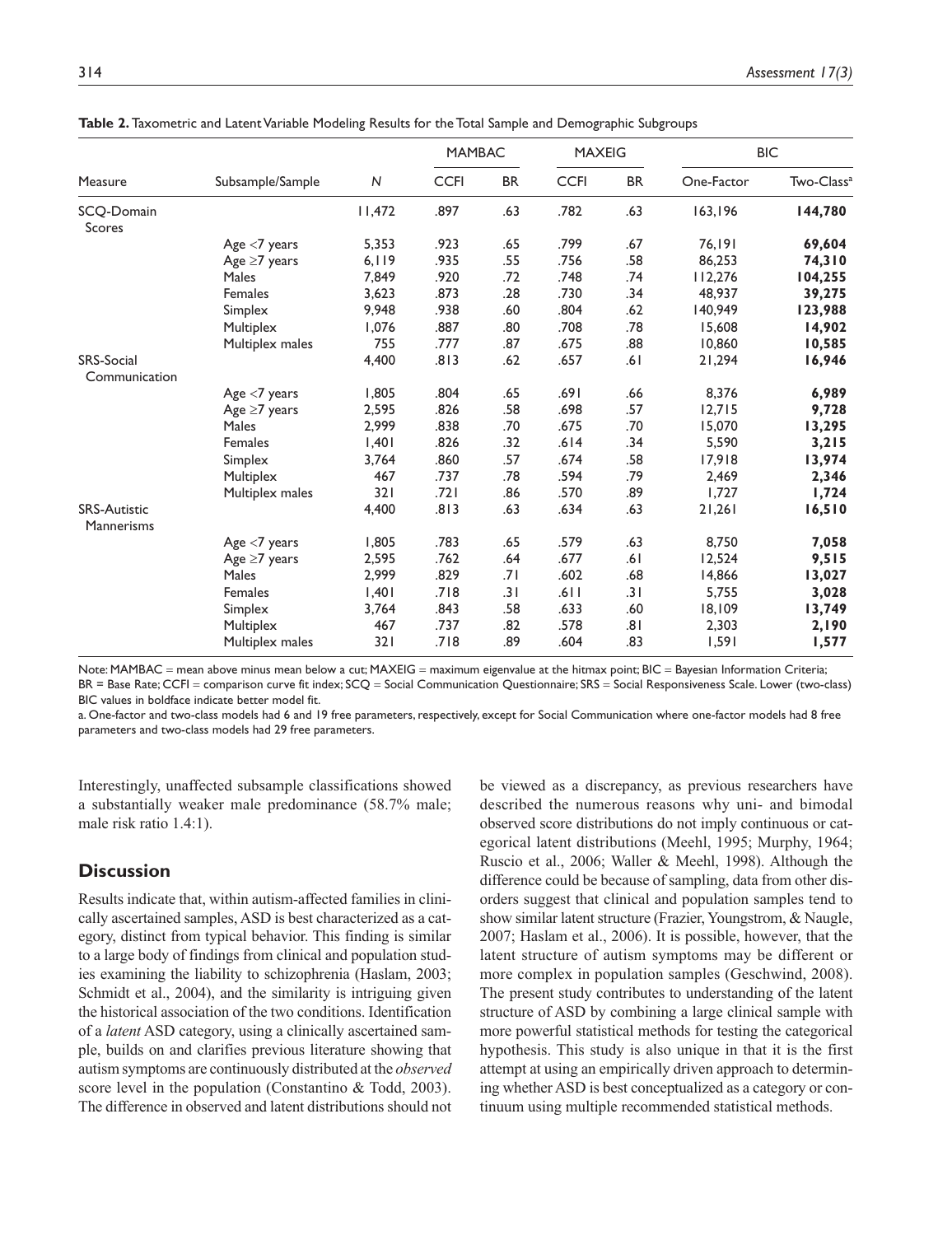**Table 2.** Taxometric and Latent Variable Modeling Results for the Total Sample and Demographic Subgroups

| Measure | Subsample/Sample | N | MAMBAC | | MAXEIG | | BIC | |
|---|---|---|---|---|---|---|---|---|
| | | | CCFI | BR | CCFI | BR | One-Factor | Two-Class[a] |
| SCQ-Domain Scores | | 11,472 | .897 | .63 | .782 | .63 | 163,196 | **144,780** |
| | Age <7 years | 5,353 | .923 | .65 | .799 | .67 | 76,191 | **69,604** |
| | Age ≥7 years | 6,119 | .935 | .55 | .756 | .58 | 86,253 | **74,310** |
| | Males | 7,849 | .920 | .72 | .748 | .74 | 112,276 | **104,255** |
| | Females | 3,623 | .873 | .28 | .730 | .34 | 48,937 | **39,275** |
| | Simplex | 9,948 | .938 | .60 | .804 | .62 | 140,949 | **123,988** |
| | Multiplex | 1,076 | .887 | .80 | .708 | .78 | 15,608 | **14,902** |
| | Multiplex males | 755 | .777 | .87 | .675 | .88 | 10,860 | **10,585** |
| SRS-Social Communication | | 4,400 | .813 | .62 | .657 | .61 | 21,294 | **16,946** |
| | Age <7 years | 1,805 | .804 | .65 | .691 | .66 | 8,376 | **6,989** |
| | Age ≥7 years | 2,595 | .826 | .58 | .698 | .57 | 12,715 | **9,728** |
| | Males | 2,999 | .838 | .70 | .675 | .70 | 15,070 | **13,295** |
| | Females | 1,401 | .826 | .32 | .614 | .34 | 5,590 | **3,215** |
| | Simplex | 3,764 | .860 | .57 | .674 | .58 | 17,918 | **13,974** |
| | Multiplex | 467 | .737 | .78 | .594 | .79 | 2,469 | **2,346** |
| | Multiplex males | 321 | .721 | .86 | .570 | .89 | 1,727 | **1,724** |
| SRS-Autistic Mannerisms | | 4,400 | .813 | .63 | .634 | .63 | 21,261 | **16,510** |
| | Age <7 years | 1,805 | .783 | .65 | .579 | .63 | 8,750 | **7,058** |
| | Age ≥7 years | 2,595 | .762 | .64 | .677 | .61 | 12,524 | **9,515** |
| | Males | 2,999 | .829 | .71 | .602 | .68 | 14,866 | **13,027** |
| | Females | 1,401 | .718 | .31 | .611 | .31 | 5,755 | **3,028** |
| | Simplex | 3,764 | .843 | .58 | .633 | .60 | 18,109 | **13,749** |
| | Multiplex | 467 | .737 | .82 | .578 | .81 | 2,303 | **2,190** |
| | Multiplex males | 321 | .718 | .89 | .604 | .83 | 1,591 | **1,577** |

Note: MAMBAC = mean above minus mean below a cut; MAXEIG = maximum eigenvalue at the hitmax point; BIC = Bayesian Information Criteria; BR = Base Rate; CCFI = comparison curve fit index; SCQ = Social Communication Questionnaire; SRS = Social Responsiveness Scale. Lower (two-class) BIC values in boldface indicate better model fit.

a. One-factor and two-class models had 6 and 19 free parameters, respectively, except for Social Communication where one-factor models had 8 free parameters and two-class models had 29 free parameters.

Interestingly, unaffected subsample classifications showed a substantially weaker male predominance (58.7% male; male risk ratio 1.4:1).

## Discussion

Results indicate that, within autism-affected families in clinically ascertained samples, ASD is best characterized as a category, distinct from typical behavior. This finding is similar to a large body of findings from clinical and population studies examining the liability to schizophrenia (Haslam, 2003; Schmidt et al., 2004), and the similarity is intriguing given the historical association of the two conditions. Identification of a *latent* ASD category, using a clinically ascertained sample, builds on and clarifies previous literature showing that autism symptoms are continuously distributed at the *observed* score level in the population (Constantino & Todd, 2003). The difference in observed and latent distributions should not be viewed as a discrepancy, as previous researchers have described the numerous reasons why uni- and bimodal observed score distributions do not imply continuous or categorical latent distributions (Meehl, 1995; Murphy, 1964; Ruscio et al., 2006; Waller & Meehl, 1998). Although the difference could be because of sampling, data from other disorders suggest that clinical and population samples tend to show similar latent structure (Frazier, Youngstrom, & Naugle, 2007; Haslam et al., 2006). It is possible, however, that the latent structure of autism symptoms may be different or more complex in population samples (Geschwind, 2008). The present study contributes to understanding of the latent structure of ASD by combining a large clinical sample with more powerful statistical methods for testing the categorical hypothesis. This study is also unique in that it is the first attempt at using an empirically driven approach to determining whether ASD is best conceptualized as a category or continuum using multiple recommended statistical methods.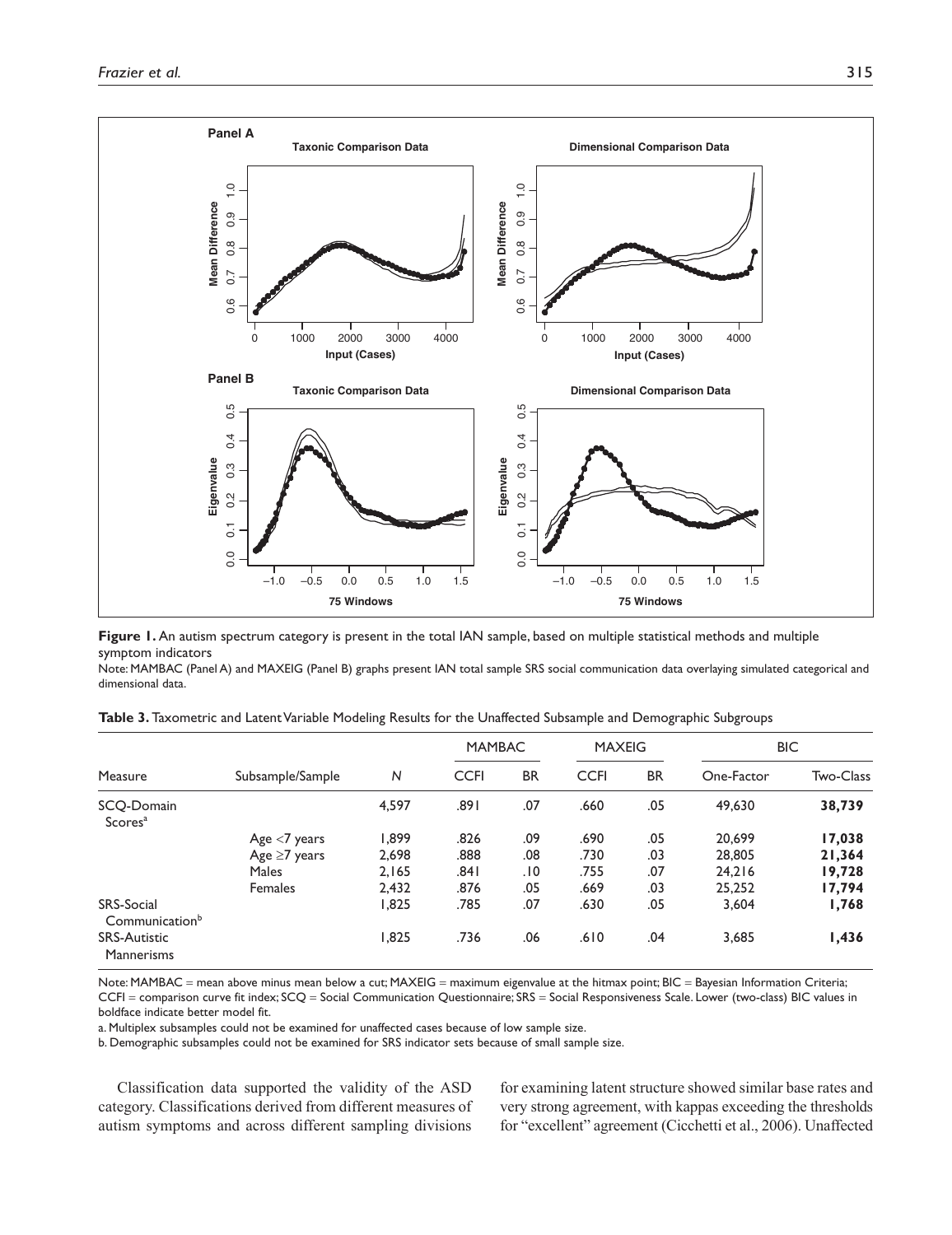**Figure 1.** An autism spectrum category is present in the total IAN sample, based on multiple statistical methods and multiple symptom indicators

Note: MAMBAC (Panel A) and MAXEIG (Panel B) graphs present IAN total sample SRS social communication data overlaying simulated categorical and dimensional data.

**Table 3.** Taxometric and Latent Variable Modeling Results for the Unaffected Subsample and Demographic Subgroups

| Measure | Subsample/Sample | N | MAMBAC | | MAXEIG | | BIC | |
|---|---|---|---|---|---|---|---|---|
| | | | CCFI | BR | CCFI | BR | One-Factor | Two-Class |
| SCQ-Domain Scores[a] | | 4,597 | .891 | .07 | .660 | .05 | 49,630 | **38,739** |
| | Age <7 years | 1,899 | .826 | .09 | .690 | .05 | 20,699 | **17,038** |
| | Age ≥7 years | 2,698 | .888 | .08 | .730 | .03 | 28,805 | **21,364** |
| | Males | 2,165 | .841 | .10 | .755 | .07 | 24,216 | **19,728** |
| | Females | 2,432 | .876 | .05 | .669 | .03 | 25,252 | **17,794** |
| SRS-Social Communication[b] | | 1,825 | .785 | .07 | .630 | .05 | 3,604 | **1,768** |
| SRS-Autistic Mannerisms | | 1,825 | .736 | .06 | .610 | .04 | 3,685 | **1,436** |

Note: MAMBAC = mean above minus mean below a cut; MAXEIG = maximum eigenvalue at the hitmax point; BIC = Bayesian Information Criteria; CCFI = comparison curve fit index; SCQ = Social Communication Questionnaire; SRS = Social Responsiveness Scale. Lower (two-class) BIC values in boldface indicate better model fit.

a. Multiplex subsamples could not be examined for unaffected cases because of low sample size.

b. Demographic subsamples could not be examined for SRS indicator sets because of small sample size.

Classification data supported the validity of the ASD category. Classifications derived from different measures of autism symptoms and across different sampling divisions for examining latent structure showed similar base rates and very strong agreement, with kappas exceeding the thresholds for "excellent" agreement (Cicchetti et al., 2006). Unaffected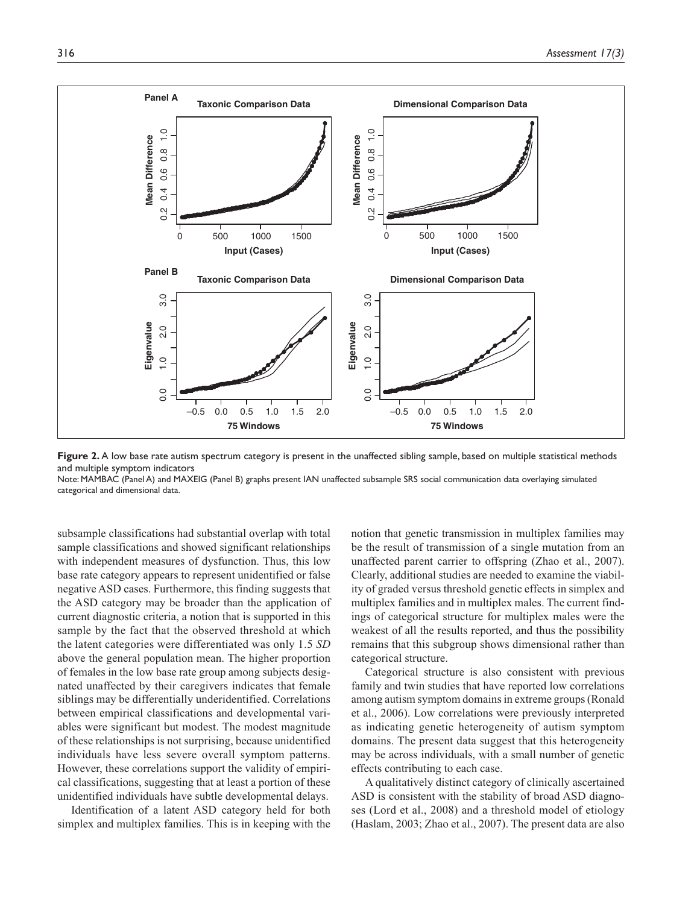**Figure 2.** A low base rate autism spectrum category is present in the unaffected sibling sample, based on multiple statistical methods and multiple symptom indicators

Note: MAMBAC (Panel A) and MAXEIG (Panel B) graphs present IAN unaffected subsample SRS social communication data overlaying simulated categorical and dimensional data.

subsample classifications had substantial overlap with total sample classifications and showed significant relationships with independent measures of dysfunction. Thus, this low base rate category appears to represent unidentified or false negative ASD cases. Furthermore, this finding suggests that the ASD category may be broader than the application of current diagnostic criteria, a notion that is supported in this sample by the fact that the observed threshold at which the latent categories were differentiated was only 1.5 *SD* above the general population mean. The higher proportion of females in the low base rate group among subjects designated unaffected by their caregivers indicates that female siblings may be differentially underidentified. Correlations between empirical classifications and developmental variables were significant but modest. The modest magnitude of these relationships is not surprising, because unidentified individuals have less severe overall symptom patterns. However, these correlations support the validity of empirical classifications, suggesting that at least a portion of these unidentified individuals have subtle developmental delays.

Identification of a latent ASD category held for both simplex and multiplex families. This is in keeping with the notion that genetic transmission in multiplex families may be the result of transmission of a single mutation from an unaffected parent carrier to offspring (Zhao et al., 2007). Clearly, additional studies are needed to examine the viability of graded versus threshold genetic effects in simplex and multiplex families and in multiplex males. The current findings of categorical structure for multiplex males were the weakest of all the results reported, and thus the possibility remains that this subgroup shows dimensional rather than categorical structure.

Categorical structure is also consistent with previous family and twin studies that have reported low correlations among autism symptom domains in extreme groups (Ronald et al., 2006). Low correlations were previously interpreted as indicating genetic heterogeneity of autism symptom domains. The present data suggest that this heterogeneity may be across individuals, with a small number of genetic effects contributing to each case.

A qualitatively distinct category of clinically ascertained ASD is consistent with the stability of broad ASD diagnoses (Lord et al., 2008) and a threshold model of etiology (Haslam, 2003; Zhao et al., 2007). The present data are also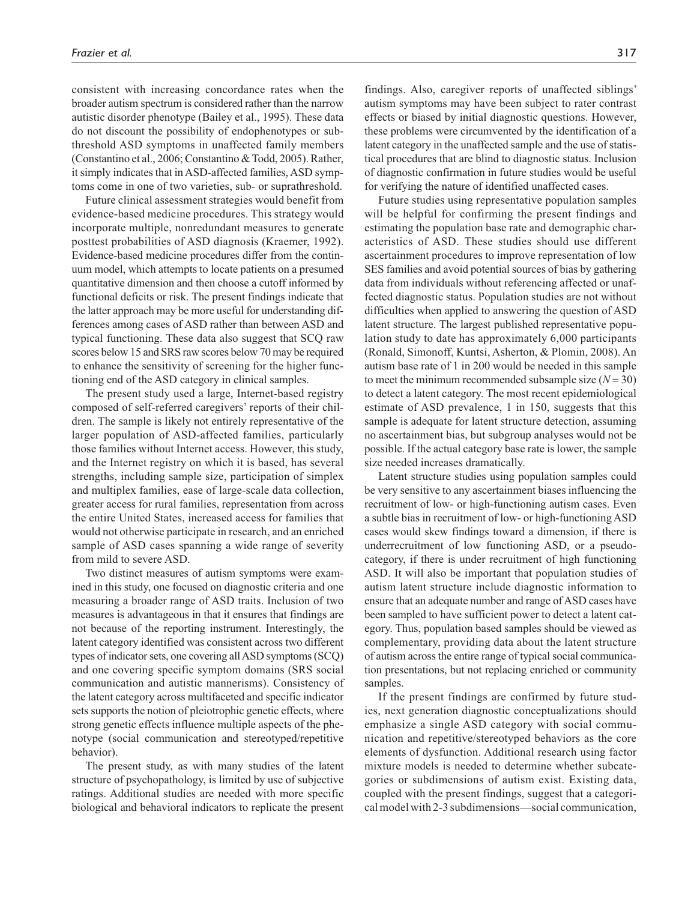consistent with increasing concordance rates when the broader autism spectrum is considered rather than the narrow autistic disorder phenotype (Bailey et al., 1995). These data do not discount the possibility of endophenotypes or subthreshold ASD symptoms in unaffected family members (Constantino et al., 2006; Constantino & Todd, 2005). Rather, it simply indicates that in ASD-affected families, ASD symptoms come in one of two varieties, sub- or suprathreshold.

Future clinical assessment strategies would benefit from evidence-based medicine procedures. This strategy would incorporate multiple, nonredundant measures to generate posttest probabilities of ASD diagnosis (Kraemer, 1992). Evidence-based medicine procedures differ from the continuum model, which attempts to locate patients on a presumed quantitative dimension and then choose a cutoff informed by functional deficits or risk. The present findings indicate that the latter approach may be more useful for understanding differences among cases of ASD rather than between ASD and typical functioning. These data also suggest that SCQ raw scores below 15 and SRS raw scores below 70 may be required to enhance the sensitivity of screening for the higher functioning end of the ASD category in clinical samples.

The present study used a large, Internet-based registry composed of self-referred caregivers' reports of their children. The sample is likely not entirely representative of the larger population of ASD-affected families, particularly those families without Internet access. However, this study, and the Internet registry on which it is based, has several strengths, including sample size, participation of simplex and multiplex families, ease of large-scale data collection, greater access for rural families, representation from across the entire United States, increased access for families that would not otherwise participate in research, and an enriched sample of ASD cases spanning a wide range of severity from mild to severe ASD.

Two distinct measures of autism symptoms were examined in this study, one focused on diagnostic criteria and one measuring a broader range of ASD traits. Inclusion of two measures is advantageous in that it ensures that findings are not because of the reporting instrument. Interestingly, the latent category identified was consistent across two different types of indicator sets, one covering all ASD symptoms (SCQ) and one covering specific symptom domains (SRS social communication and autistic mannerisms). Consistency of the latent category across multifaceted and specific indicator sets supports the notion of pleiotrophic genetic effects, where strong genetic effects influence multiple aspects of the phenotype (social communication and stereotyped/repetitive behavior).

The present study, as with many studies of the latent structure of psychopathology, is limited by use of subjective ratings. Additional studies are needed with more specific biological and behavioral indicators to replicate the present findings. Also, caregiver reports of unaffected siblings' autism symptoms may have been subject to rater contrast effects or biased by initial diagnostic questions. However, these problems were circumvented by the identification of a latent category in the unaffected sample and the use of statistical procedures that are blind to diagnostic status. Inclusion of diagnostic confirmation in future studies would be useful for verifying the nature of identified unaffected cases.

Future studies using representative population samples will be helpful for confirming the present findings and estimating the population base rate and demographic characteristics of ASD. These studies should use different ascertainment procedures to improve representation of low SES families and avoid potential sources of bias by gathering data from individuals without referencing affected or unaffected diagnostic status. Population studies are not without difficulties when applied to answering the question of ASD latent structure. The largest published representative population study to date has approximately 6,000 participants (Ronald, Simonoff, Kuntsi, Asherton, & Plomin, 2008). An autism base rate of 1 in 200 would be needed in this sample to meet the minimum recommended subsample size ($N = 30$) to detect a latent category. The most recent epidemiological estimate of ASD prevalence, 1 in 150, suggests that this sample is adequate for latent structure detection, assuming no ascertainment bias, but subgroup analyses would not be possible. If the actual category base rate is lower, the sample size needed increases dramatically.

Latent structure studies using population samples could be very sensitive to any ascertainment biases influencing the recruitment of low- or high-functioning autism cases. Even a subtle bias in recruitment of low- or high-functioning ASD cases would skew findings toward a dimension, if there is underrecruitment of low functioning ASD, or a pseudocategory, if there is under recruitment of high functioning ASD. It will also be important that population studies of autism latent structure include diagnostic information to ensure that an adequate number and range of ASD cases have been sampled to have sufficient power to detect a latent category. Thus, population based samples should be viewed as complementary, providing data about the latent structure of autism across the entire range of typical social communication presentations, but not replacing enriched or community samples.

If the present findings are confirmed by future studies, next generation diagnostic conceptualizations should emphasize a single ASD category with social communication and repetitive/stereotyped behaviors as the core elements of dysfunction. Additional research using factor mixture models is needed to determine whether subcategories or subdimensions of autism exist. Existing data, coupled with the present findings, suggest that a categorical model with 2-3 subdimensions—social communication,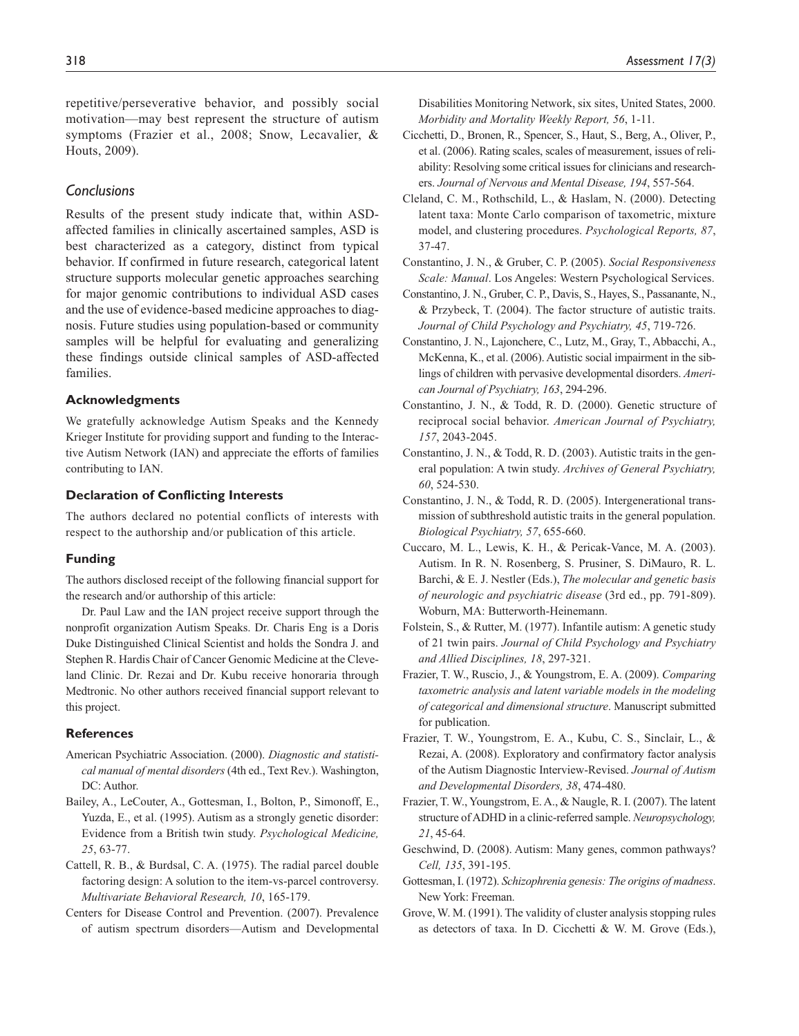repetitive/perseverative behavior, and possibly social motivation—may best represent the structure of autism symptoms (Frazier et al., 2008; Snow, Lecavalier, & Houts, 2009).

## Conclusions

Results of the present study indicate that, within ASD-affected families in clinically ascertained samples, ASD is best characterized as a category, distinct from typical behavior. If confirmed in future research, categorical latent structure supports molecular genetic approaches searching for major genomic contributions to individual ASD cases and the use of evidence-based medicine approaches to diagnosis. Future studies using population-based or community samples will be helpful for evaluating and generalizing these findings outside clinical samples of ASD-affected families.

### Acknowledgments

We gratefully acknowledge Autism Speaks and the Kennedy Krieger Institute for providing support and funding to the Interactive Autism Network (IAN) and appreciate the efforts of families contributing to IAN.

### Declaration of Conflicting Interests

The authors declared no potential conflicts of interests with respect to the authorship and/or publication of this article.

### Funding

The authors disclosed receipt of the following financial support for the research and/or authorship of this article:

Dr. Paul Law and the IAN project receive support through the nonprofit organization Autism Speaks. Dr. Charis Eng is a Doris Duke Distinguished Clinical Scientist and holds the Sondra J. and Stephen R. Hardis Chair of Cancer Genomic Medicine at the Cleveland Clinic. Dr. Rezai and Dr. Kubu receive honoraria through Medtronic. No other authors received financial support relevant to this project.

### References

American Psychiatric Association. (2000). *Diagnostic and statistical manual of mental disorders* (4th ed., Text Rev.). Washington, DC: Author.

Bailey, A., LeCouter, A., Gottesman, I., Bolton, P., Simonoff, E., Yuzda, E., et al. (1995). Autism as a strongly genetic disorder: Evidence from a British twin study. *Psychological Medicine, 25*, 63-77.

Cattell, R. B., & Burdsal, C. A. (1975). The radial parcel double factoring design: A solution to the item-vs-parcel controversy. *Multivariate Behavioral Research, 10*, 165-179.

Centers for Disease Control and Prevention. (2007). Prevalence of autism spectrum disorders—Autism and Developmental Disabilities Monitoring Network, six sites, United States, 2000. *Morbidity and Mortality Weekly Report, 56*, 1-11.

Cicchetti, D., Bronen, R., Spencer, S., Haut, S., Berg, A., Oliver, P., et al. (2006). Rating scales, scales of measurement, issues of reliability: Resolving some critical issues for clinicians and researchers. *Journal of Nervous and Mental Disease, 194*, 557-564.

Cleland, C. M., Rothschild, L., & Haslam, N. (2000). Detecting latent taxa: Monte Carlo comparison of taxometric, mixture model, and clustering procedures. *Psychological Reports, 87*, 37-47.

Constantino, J. N., & Gruber, C. P. (2005). *Social Responsiveness Scale: Manual*. Los Angeles: Western Psychological Services.

Constantino, J. N., Gruber, C. P., Davis, S., Hayes, S., Passanante, N., & Przybeck, T. (2004). The factor structure of autistic traits. *Journal of Child Psychology and Psychiatry, 45*, 719-726.

Constantino, J. N., Lajonchere, C., Lutz, M., Gray, T., Abbacchi, A., McKenna, K., et al. (2006). Autistic social impairment in the siblings of children with pervasive developmental disorders. *American Journal of Psychiatry, 163*, 294-296.

Constantino, J. N., & Todd, R. D. (2000). Genetic structure of reciprocal social behavior. *American Journal of Psychiatry, 157*, 2043-2045.

Constantino, J. N., & Todd, R. D. (2003). Autistic traits in the general population: A twin study. *Archives of General Psychiatry, 60*, 524-530.

Constantino, J. N., & Todd, R. D. (2005). Intergenerational transmission of subthreshold autistic traits in the general population. *Biological Psychiatry, 57*, 655-660.

Cuccaro, M. L., Lewis, K. H., & Pericak-Vance, M. A. (2003). Autism. In R. N. Rosenberg, S. Prusiner, S. DiMauro, R. L. Barchi, & E. J. Nestler (Eds.), *The molecular and genetic basis of neurologic and psychiatric disease* (3rd ed., pp. 791-809). Woburn, MA: Butterworth-Heinemann.

Folstein, S., & Rutter, M. (1977). Infantile autism: A genetic study of 21 twin pairs. *Journal of Child Psychology and Psychiatry and Allied Disciplines, 18*, 297-321.

Frazier, T. W., Ruscio, J., & Youngstrom, E. A. (2009). *Comparing taxometric analysis and latent variable models in the modeling of categorical and dimensional structure*. Manuscript submitted for publication.

Frazier, T. W., Youngstrom, E. A., Kubu, C. S., Sinclair, L., & Rezai, A. (2008). Exploratory and confirmatory factor analysis of the Autism Diagnostic Interview-Revised. *Journal of Autism and Developmental Disorders, 38*, 474-480.

Frazier, T. W., Youngstrom, E. A., & Naugle, R. I. (2007). The latent structure of ADHD in a clinic-referred sample. *Neuropsychology, 21*, 45-64.

Geschwind, D. (2008). Autism: Many genes, common pathways? *Cell, 135*, 391-195.

Gottesman, I. (1972). *Schizophrenia genesis: The origins of madness*. New York: Freeman.

Grove, W. M. (1991). The validity of cluster analysis stopping rules as detectors of taxa. In D. Cicchetti & W. M. Grove (Eds.),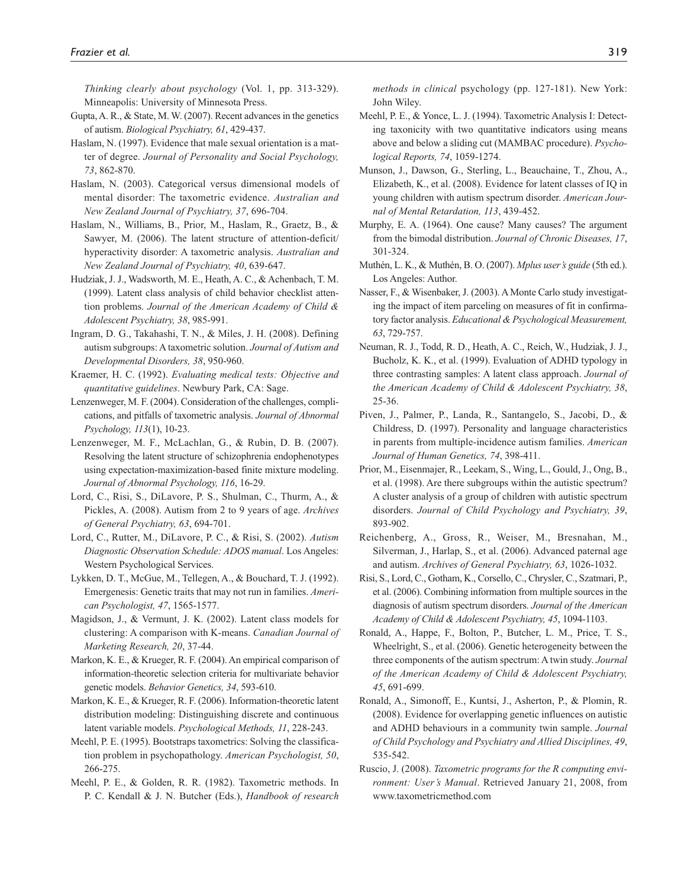*Thinking clearly about psychology* (Vol. 1, pp. 313-329). Minneapolis: University of Minnesota Press.

Gupta, A. R., & State, M. W. (2007). Recent advances in the genetics of autism. *Biological Psychiatry, 61*, 429-437.

Haslam, N. (1997). Evidence that male sexual orientation is a matter of degree. *Journal of Personality and Social Psychology, 73*, 862-870.

Haslam, N. (2003). Categorical versus dimensional models of mental disorder: The taxometric evidence. *Australian and New Zealand Journal of Psychiatry, 37*, 696-704.

Haslam, N., Williams, B., Prior, M., Haslam, R., Graetz, B., & Sawyer, M. (2006). The latent structure of attention-deficit/hyperactivity disorder: A taxometric analysis. *Australian and New Zealand Journal of Psychiatry, 40*, 639-647.

Hudziak, J. J., Wadsworth, M. E., Heath, A. C., & Achenbach, T. M. (1999). Latent class analysis of child behavior checklist attention problems. *Journal of the American Academy of Child & Adolescent Psychiatry, 38*, 985-991.

Ingram, D. G., Takahashi, T. N., & Miles, J. H. (2008). Defining autism subgroups: A taxometric solution. *Journal of Autism and Developmental Disorders, 38*, 950-960.

Kraemer, H. C. (1992). *Evaluating medical tests: Objective and quantitative guidelines*. Newbury Park, CA: Sage.

Lenzenweger, M. F. (2004). Consideration of the challenges, complications, and pitfalls of taxometric analysis. *Journal of Abnormal Psychology, 113*(1), 10-23.

Lenzenweger, M. F., McLachlan, G., & Rubin, D. B. (2007). Resolving the latent structure of schizophrenia endophenotypes using expectation-maximization-based finite mixture modeling. *Journal of Abnormal Psychology, 116*, 16-29.

Lord, C., Risi, S., DiLavore, P. S., Shulman, C., Thurm, A., & Pickles, A. (2008). Autism from 2 to 9 years of age. *Archives of General Psychiatry, 63*, 694-701.

Lord, C., Rutter, M., DiLavore, P. C., & Risi, S. (2002). *Autism Diagnostic Observation Schedule: ADOS manual*. Los Angeles: Western Psychological Services.

Lykken, D. T., McGue, M., Tellegen, A., & Bouchard, T. J. (1992). Emergenesis: Genetic traits that may not run in families. *American Psychologist, 47*, 1565-1577.

Magidson, J., & Vermunt, J. K. (2002). Latent class models for clustering: A comparison with K-means. *Canadian Journal of Marketing Research, 20*, 37-44.

Markon, K. E., & Krueger, R. F. (2004). An empirical comparison of information-theoretic selection criteria for multivariate behavior genetic models. *Behavior Genetics, 34*, 593-610.

Markon, K. E., & Krueger, R. F. (2006). Information-theoretic latent distribution modeling: Distinguishing discrete and continuous latent variable models. *Psychological Methods, 11*, 228-243.

Meehl, P. E. (1995). Bootstraps taxometrics: Solving the classification problem in psychopathology. *American Psychologist, 50*, 266-275.

Meehl, P. E., & Golden, R. R. (1982). Taxometric methods. In P. C. Kendall & J. N. Butcher (Eds.), *Handbook of research methods in clinical* psychology (pp. 127-181). New York: John Wiley.

Meehl, P. E., & Yonce, L. J. (1994). Taxometric Analysis I: Detecting taxonicity with two quantitative indicators using means above and below a sliding cut (MAMBAC procedure). *Psychological Reports, 74*, 1059-1274.

Munson, J., Dawson, G., Sterling, L., Beauchaine, T., Zhou, A., Elizabeth, K., et al. (2008). Evidence for latent classes of IQ in young children with autism spectrum disorder. *American Journal of Mental Retardation, 113*, 439-452.

Murphy, E. A. (1964). One cause? Many causes? The argument from the bimodal distribution. *Journal of Chronic Diseases, 17*, 301-324.

Muthén, L. K., & Muthén, B. O. (2007). *Mplus user's guide* (5th ed.). Los Angeles: Author.

Nasser, F., & Wisenbaker, J. (2003). A Monte Carlo study investigating the impact of item parceling on measures of fit in confirmatory factor analysis. *Educational & Psychological Measurement, 63*, 729-757.

Neuman, R. J., Todd, R. D., Heath, A. C., Reich, W., Hudziak, J. J., Bucholz, K. K., et al. (1999). Evaluation of ADHD typology in three contrasting samples: A latent class approach. *Journal of the American Academy of Child & Adolescent Psychiatry, 38*, 25-36.

Piven, J., Palmer, P., Landa, R., Santangelo, S., Jacobi, D., & Childress, D. (1997). Personality and language characteristics in parents from multiple-incidence autism families. *American Journal of Human Genetics, 74*, 398-411.

Prior, M., Eisenmajer, R., Leekam, S., Wing, L., Gould, J., Ong, B., et al. (1998). Are there subgroups within the autistic spectrum? A cluster analysis of a group of children with autistic spectrum disorders. *Journal of Child Psychology and Psychiatry, 39*, 893-902.

Reichenberg, A., Gross, R., Weiser, M., Bresnahan, M., Silverman, J., Harlap, S., et al. (2006). Advanced paternal age and autism. *Archives of General Psychiatry, 63*, 1026-1032.

Risi, S., Lord, C., Gotham, K., Corsello, C., Chrysler, C., Szatmari, P., et al. (2006). Combining information from multiple sources in the diagnosis of autism spectrum disorders. *Journal of the American Academy of Child & Adolescent Psychiatry, 45*, 1094-1103.

Ronald, A., Happe, F., Bolton, P., Butcher, L. M., Price, T. S., Wheelright, S., et al. (2006). Genetic heterogeneity between the three components of the autism spectrum: A twin study. *Journal of the American Academy of Child & Adolescent Psychiatry, 45*, 691-699.

Ronald, A., Simonoff, E., Kuntsi, J., Asherton, P., & Plomin, R. (2008). Evidence for overlapping genetic influences on autistic and ADHD behaviours in a community twin sample. *Journal of Child Psychology and Psychiatry and Allied Disciplines, 49*, 535-542.

Ruscio, J. (2008). *Taxometric programs for the R computing environment: User's Manual*. Retrieved January 21, 2008, from www.taxometricmethod.com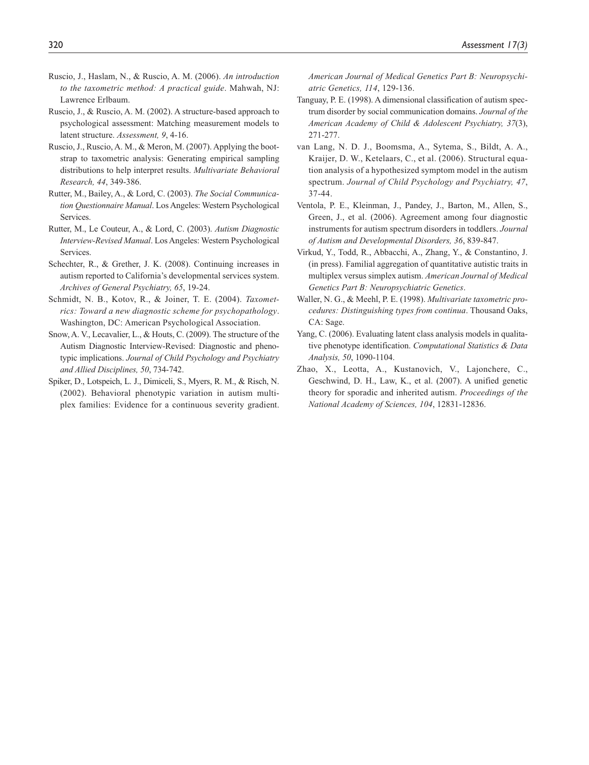Ruscio, J., Haslam, N., & Ruscio, A. M. (2006). *An introduction to the taxometric method: A practical guide*. Mahwah, NJ: Lawrence Erlbaum.

Ruscio, J., & Ruscio, A. M. (2002). A structure-based approach to psychological assessment: Matching measurement models to latent structure. *Assessment, 9*, 4-16.

Ruscio, J., Ruscio, A. M., & Meron, M. (2007). Applying the bootstrap to taxometric analysis: Generating empirical sampling distributions to help interpret results. *Multivariate Behavioral Research, 44*, 349-386.

Rutter, M., Bailey, A., & Lord, C. (2003). *The Social Communication Questionnaire Manual*. Los Angeles: Western Psychological Services.

Rutter, M., Le Couteur, A., & Lord, C. (2003). *Autism Diagnostic Interview-Revised Manual*. Los Angeles: Western Psychological Services.

Schechter, R., & Grether, J. K. (2008). Continuing increases in autism reported to California's developmental services system. *Archives of General Psychiatry, 65*, 19-24.

Schmidt, N. B., Kotov, R., & Joiner, T. E. (2004). *Taxometrics: Toward a new diagnostic scheme for psychopathology*. Washington, DC: American Psychological Association.

Snow, A. V., Lecavalier, L., & Houts, C. (2009). The structure of the Autism Diagnostic Interview-Revised: Diagnostic and phenotypic implications. *Journal of Child Psychology and Psychiatry and Allied Disciplines, 50*, 734-742.

Spiker, D., Lotspeich, L. J., Dimiceli, S., Myers, R. M., & Risch, N. (2002). Behavioral phenotypic variation in autism multiplex families: Evidence for a continuous severity gradient. *American Journal of Medical Genetics Part B: Neuropsychiatric Genetics, 114*, 129-136.

Tanguay, P. E. (1998). A dimensional classification of autism spectrum disorder by social communication domains. *Journal of the American Academy of Child & Adolescent Psychiatry, 37*(3), 271-277.

van Lang, N. D. J., Boomsma, A., Sytema, S., Bildt, A. A., Kraijer, D. W., Ketelaars, C., et al. (2006). Structural equation analysis of a hypothesized symptom model in the autism spectrum. *Journal of Child Psychology and Psychiatry, 47*, 37-44.

Ventola, P. E., Kleinman, J., Pandey, J., Barton, M., Allen, S., Green, J., et al. (2006). Agreement among four diagnostic instruments for autism spectrum disorders in toddlers. *Journal of Autism and Developmental Disorders, 36*, 839-847.

Virkud, Y., Todd, R., Abbacchi, A., Zhang, Y., & Constantino, J. (in press). Familial aggregation of quantitative autistic traits in multiplex versus simplex autism. *American Journal of Medical Genetics Part B: Neuropsychiatric Genetics*.

Waller, N. G., & Meehl, P. E. (1998). *Multivariate taxometric procedures: Distinguishing types from continua*. Thousand Oaks, CA: Sage.

Yang, C. (2006). Evaluating latent class analysis models in qualitative phenotype identification. *Computational Statistics & Data Analysis, 50*, 1090-1104.

Zhao, X., Leotta, A., Kustanovich, V., Lajonchere, C., Geschwind, D. H., Law, K., et al. (2007). A unified genetic theory for sporadic and inherited autism. *Proceedings of the National Academy of Sciences, 104*, 12831-12836.